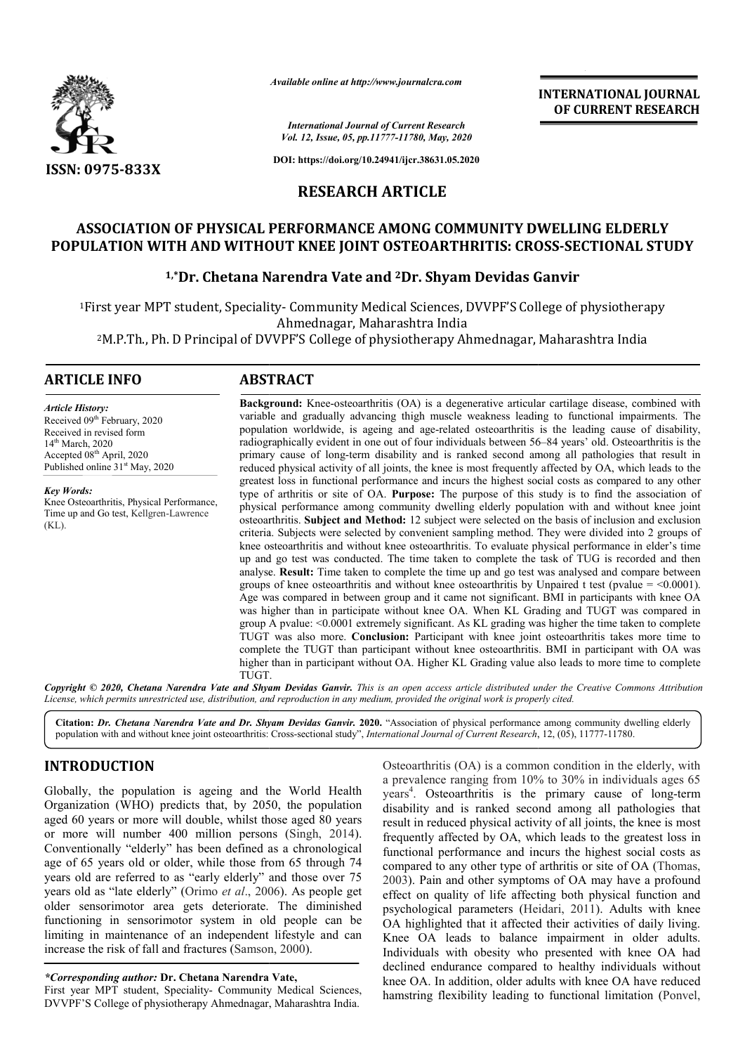*Available online at http://www.journalcra.com*

*International Journal of Current Research*
*Vol. 12, Issue, 05, pp.11777-11780, May, 2020*

**DOI: https://doi.org/10.24941/ijcr.38631.05.2020**

**ISSN: 0975-833X**

**INTERNATIONAL JOURNAL OF CURRENT RESEARCH**

## RESEARCH ARTICLE

# ASSOCIATION OF PHYSICAL PERFORMANCE AMONG COMMUNITY DWELLING ELDERLY POPULATION WITH AND WITHOUT KNEE JOINT OSTEOARTHRITIS: CROSS-SECTIONAL STUDY

**[1,*]Dr. Chetana Narendra Vate and [2]Dr. Shyam Devidas Ganvir**

[1]First year MPT student, Speciality- Community Medical Sciences, DVVPF'S College of physiotherapy Ahmednagar, Maharashtra India

[2]M.P.Th., Ph. D Principal of DVVPF'S College of physiotherapy Ahmednagar, Maharashtra India

## ARTICLE INFO

*Article History:*
Received 09th February, 2020
Received in revised form
14th March, 2020
Accepted 08th April, 2020
Published online 31st May, 2020

*Key Words:*
Knee Osteoarthritis, Physical Performance, Time up and Go test, Kellgren-Lawrence (KL).

## ABSTRACT

**Background:** Knee-osteoarthritis (OA) is a degenerative articular cartilage disease, combined with variable and gradually advancing thigh muscle weakness leading to functional impairments. The population worldwide, is ageing and age-related osteoarthritis is the leading cause of disability, radiographically evident in one out of four individuals between 56–84 years' old. Osteoarthritis is the primary cause of long-term disability and is ranked second among all pathologies that result in reduced physical activity of all joints, the knee is most frequently affected by OA, which leads to the greatest loss in functional performance and incurs the highest social costs as compared to any other type of arthritis or site of OA. **Purpose:** The purpose of this study is to find the association of physical performance among community dwelling elderly population with and without knee joint osteoarthritis. **Subject and Method:** 12 subject were selected on the basis of inclusion and exclusion criteria. Subjects were selected by convenient sampling method. They were divided into 2 groups of knee osteoarthritis and without knee osteoarthritis. To evaluate physical performance in elder's time up and go test was conducted. The time taken to complete the task of TUG is recorded and then analyse. **Result:** Time taken to complete the time up and go test was analysed and compare between groups of knee osteoarthritis and without knee osteoarthritis by Unpaired t test (pvalue = <0.0001). Age was compared in between group and it came not significant. BMI in participants with knee OA was higher than in participate without knee OA. When KL Grading and TUGT was compared in group A pvalue: <0.0001 extremely significant. As KL grading was higher the time taken to complete TUGT was also more. **Conclusion:** Participant with knee joint osteoarthritis takes more time to complete the TUGT than participant without knee osteoarthritis. BMI in participant with OA was higher than in participant without OA. Higher KL Grading value also leads to more time to complete TUGT.

*Copyright © 2020, Chetana Narendra Vate and Shyam Devidas Ganvir. This is an open access article distributed under the Creative Commons Attribution License, which permits unrestricted use, distribution, and reproduction in any medium, provided the original work is properly cited.*

**Citation:** *Dr. Chetana Narendra Vate and Dr. Shyam Devidas Ganvir.* **2020.** "Association of physical performance among community dwelling elderly population with and without knee joint osteoarthritis: Cross-sectional study", *International Journal of Current Research*, 12, (05), 11777-11780.

## INTRODUCTION

Globally, the population is ageing and the World Health Organization (WHO) predicts that, by 2050, the population aged 60 years or more will double, whilst those aged 80 years or more will number 400 million persons (Singh, 2014). Conventionally "elderly" has been defined as a chronological age of 65 years old or older, while those from 65 through 74 years old are referred to as "early elderly" and those over 75 years old as "late elderly" (Orimo *et al*., 2006). As people get older sensorimotor area gets deteriorate. The diminished functioning in sensorimotor system in old people can be limiting in maintenance of an independent lifestyle and can increase the risk of fall and fractures (Samson, 2000).

Osteoarthritis (OA) is a common condition in the elderly, with a prevalence ranging from 10% to 30% in individuals ages 65 years[4]. Osteoarthritis is the primary cause of long-term disability and is ranked second among all pathologies that result in reduced physical activity of all joints, the knee is most frequently affected by OA, which leads to the greatest loss in functional performance and incurs the highest social costs as compared to any other type of arthritis or site of OA (Thomas, 2003). Pain and other symptoms of OA may have a profound effect on quality of life affecting both physical function and psychological parameters (Heidari, 2011). Adults with knee OA highlighted that it affected their activities of daily living. Knee OA leads to balance impairment in older adults. Individuals with obesity who presented with knee OA had declined endurance compared to healthy individuals without knee OA. In addition, older adults with knee OA have reduced hamstring flexibility leading to functional limitation (Ponvel,

*\*Corresponding author:* **Dr. Chetana Narendra Vate,**
First year MPT student, Speciality- Community Medical Sciences, DVVPF'S College of physiotherapy Ahmednagar, Maharashtra India.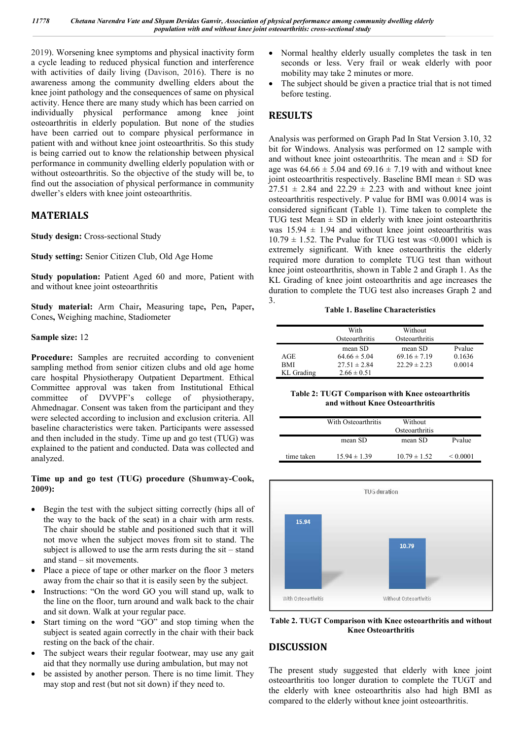2019). Worsening knee symptoms and physical inactivity form a cycle leading to reduced physical function and interference with activities of daily living (Davison, 2016). There is no awareness among the community dwelling elders about the knee joint pathology and the consequences of same on physical activity. Hence there are many study which has been carried on individually physical performance among knee joint osteoarthritis in elderly population. But none of the studies have been carried out to compare physical performance in patient with and without knee joint osteoarthritis. So this study is being carried out to know the relationship between physical performance in community dwelling elderly population with or without osteoarthritis. So the objective of the study will be, to find out the association of physical performance in community dweller's elders with knee joint osteoarthritis.

## MATERIALS

**Study design:** Cross-sectional Study

**Study setting:** Senior Citizen Club, Old Age Home

**Study population:** Patient Aged 60 and more, Patient with and without knee joint osteoarthritis

**Study material:** Arm Chair**,** Measuring tape**,** Pen**,** Paper**,** Cones**,** Weighing machine, Stadiometer

**Sample size:** 12

**Procedure:** Samples are recruited according to convenient sampling method from senior citizen clubs and old age home care hospital Physiotherapy Outpatient Department. Ethical Committee approval was taken from Institutional Ethical committee of DVVPF's college of physiotherapy, Ahmednagar. Consent was taken from the participant and they were selected according to inclusion and exclusion criteria. All baseline characteristics were taken. Participants were assessed and then included in the study. Time up and go test (TUG) was explained to the patient and conducted. Data was collected and analyzed.

**Time up and go test (TUG) procedure (Shumway-Cook, 2009):**

- Begin the test with the subject sitting correctly (hips all of the way to the back of the seat) in a chair with arm rests. The chair should be stable and positioned such that it will not move when the subject moves from sit to stand. The subject is allowed to use the arm rests during the sit – stand and stand – sit movements.
- Place a piece of tape or other marker on the floor 3 meters away from the chair so that it is easily seen by the subject.
- Instructions: "On the word GO you will stand up, walk to the line on the floor, turn around and walk back to the chair and sit down. Walk at your regular pace.
- Start timing on the word "GO" and stop timing when the subject is seated again correctly in the chair with their back resting on the back of the chair.
- The subject wears their regular footwear, may use any gait aid that they use during ambulation, but may not
- be assisted by another person. There is no time limit. They may stop and rest (but not sit down) if they need to.
- Normal healthy elderly usually completes the task in ten seconds or less. Very frail or weak elderly with poor mobility may take 2 minutes or more.
- The subject should be given a practice trial that is not timed before testing.

## RESULTS

Analysis was performed on Graph Pad In Stat Version 3.10, 32 bit for Windows. Analysis was performed on 12 sample with and without knee joint osteoarthritis. The mean and ± SD for age was 64.66 ± 5.04 and 69.16 ± 7.19 with and without knee joint osteoarthritis respectively. Baseline BMI mean ± SD was 27.51 ± 2.84 and 22.29 ± 2.23 with and without knee joint osteoarthritis respectively. P value for BMI was 0.0014 was is considered significant (Table 1). Time taken to complete the TUG test Mean ± SD in elderly with knee joint osteoarthritis was 15.94 ± 1.94 and without knee joint osteoarthritis was 10.79 ± 1.52. The Pvalue for TUG test was <0.0001 which is extremely significant. With knee osteoarthritis the elderly required more duration to complete TUG test than without knee joint osteoarthritis, shown in Table 2 and Graph 1. As the KL Grading of knee joint osteoarthritis and age increases the duration to complete the TUG test also increases Graph 2 and 3.

**Table 1. Baseline Characteristics**

| | With Osteoarthritis | Without Osteoarthritis | |
|---|---|---|---|
| | mean SD | mean SD | Pvalue |
| AGE | 64.66 ± 5.04 | 69.16 ± 7.19 | 0.1636 |
| BMI | 27.51 ± 2.84 | 22.29 ± 2.23 | 0.0014 |
| KL Grading | 2.66 ± 0.51 | | |

**Table 2: TUGT Comparison with Knee osteoarthritis and without Knee Osteoarthritis**

| | With Osteoarthritis | Without Osteoarthritis | |
|---|---|---|---|
| | mean SD | mean SD | Pvalue |
| time taken | 15.94 ± 1.39 | 10.79 ± 1.52 | < 0.0001 |

**Table 2. TUGT Comparison with Knee osteoarthritis and without Knee Osteoarthritis**

## DISCUSSION

The present study suggested that elderly with knee joint osteoarthritis too longer duration to complete the TUGT and the elderly with knee osteoarthritis also had high BMI as compared to the elderly without knee joint osteoarthritis.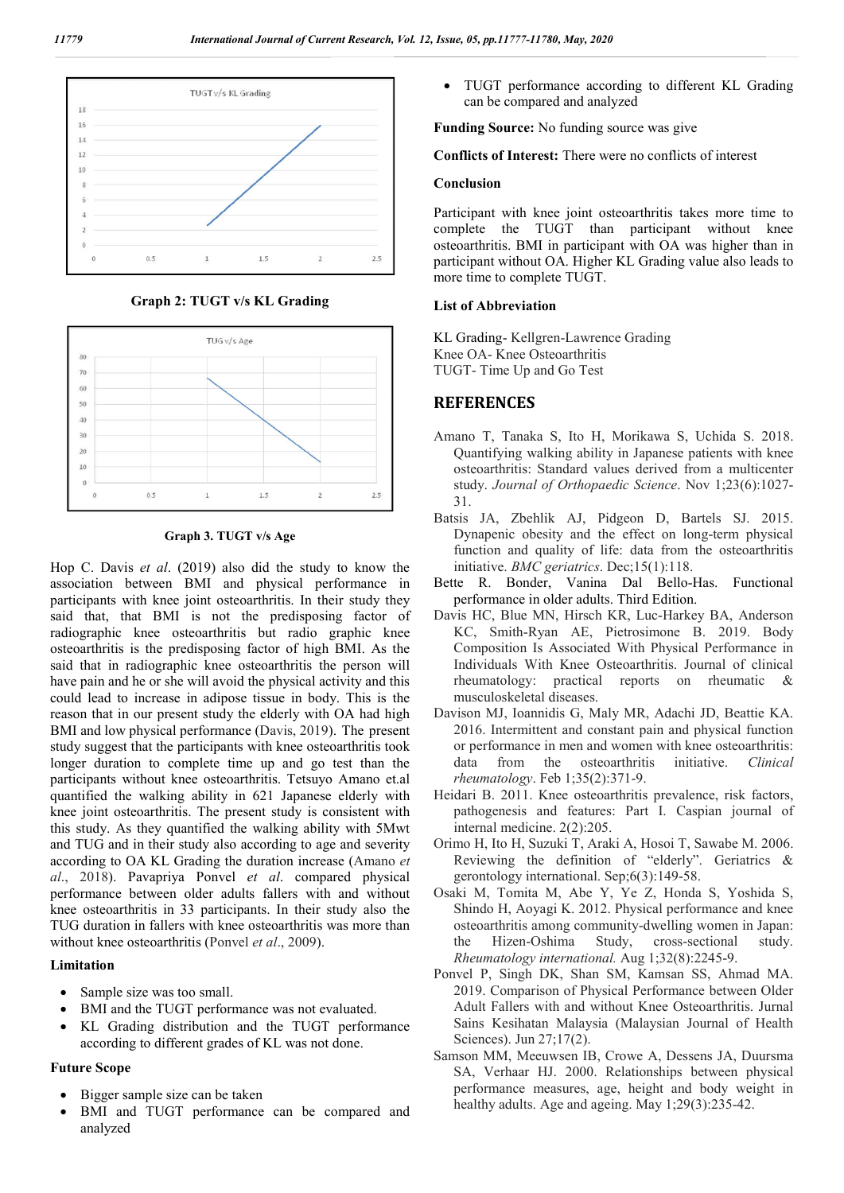Graph 2: TUGT v/s KL Grading

Graph 3. TUGT v/s Age

Hop C. Davis *et al*. (2019) also did the study to know the association between BMI and physical performance in participants with knee joint osteoarthritis. In their study they said that, that BMI is not the predisposing factor of radiographic knee osteoarthritis but radio graphic knee osteoarthritis is the predisposing factor of high BMI. As the said that in radiographic knee osteoarthritis the person will have pain and he or she will avoid the physical activity and this could lead to increase in adipose tissue in body. This is the reason that in our present study the elderly with OA had high BMI and low physical performance (Davis, 2019). The present study suggest that the participants with knee osteoarthritis took longer duration to complete time up and go test than the participants without knee osteoarthritis. Tetsuyo Amano et.al quantified the walking ability in 621 Japanese elderly with knee joint osteoarthritis. The present study is consistent with this study. As they quantified the walking ability with 5Mwt and TUG and in their study also according to age and severity according to OA KL Grading the duration increase (Amano *et al*., 2018). Pavapriya Ponvel *et al*. compared physical performance between older adults fallers with and without knee osteoarthritis in 33 participants. In their study also the TUG duration in fallers with knee osteoarthritis was more than without knee osteoarthritis (Ponvel *et al*., 2009).

### Limitation

- Sample size was too small.
- BMI and the TUGT performance was not evaluated.
- KL Grading distribution and the TUGT performance according to different grades of KL was not done.

### Future Scope

- Bigger sample size can be taken
- BMI and TUGT performance can be compared and analyzed
- TUGT performance according to different KL Grading can be compared and analyzed

**Funding Source:** No funding source was give

**Conflicts of Interest:** There were no conflicts of interest

### Conclusion

Participant with knee joint osteoarthritis takes more time to complete the TUGT than participant without knee osteoarthritis. BMI in participant with OA was higher than in participant without OA. Higher KL Grading value also leads to more time to complete TUGT.

### List of Abbreviation

KL Grading- Kellgren-Lawrence Grading
Knee OA- Knee Osteoarthritis
TUGT- Time Up and Go Test

## REFERENCES

Amano T, Tanaka S, Ito H, Morikawa S, Uchida S. 2018. Quantifying walking ability in Japanese patients with knee osteoarthritis: Standard values derived from a multicenter study. *Journal of Orthopaedic Science*. Nov 1;23(6):1027-31.

Batsis JA, Zbehlik AJ, Pidgeon D, Bartels SJ. 2015. Dynapenic obesity and the effect on long-term physical function and quality of life: data from the osteoarthritis initiative. *BMC geriatrics*. Dec;15(1):118.

Bette R. Bonder, Vanina Dal Bello-Has. Functional performance in older adults. Third Edition.

Davis HC, Blue MN, Hirsch KR, Luc-Harkey BA, Anderson KC, Smith-Ryan AE, Pietrosimone B. 2019. Body Composition Is Associated With Physical Performance in Individuals With Knee Osteoarthritis. Journal of clinical rheumatology: practical reports on rheumatic & musculoskeletal diseases.

Davison MJ, Ioannidis G, Maly MR, Adachi JD, Beattie KA. 2016. Intermittent and constant pain and physical function or performance in men and women with knee osteoarthritis: data from the osteoarthritis initiative. *Clinical rheumatology*. Feb 1;35(2):371-9.

Heidari B. 2011. Knee osteoarthritis prevalence, risk factors, pathogenesis and features: Part I. Caspian journal of internal medicine. 2(2):205.

Orimo H, Ito H, Suzuki T, Araki A, Hosoi T, Sawabe M. 2006. Reviewing the definition of "elderly". Geriatrics & gerontology international. Sep;6(3):149-58.

Osaki M, Tomita M, Abe Y, Ye Z, Honda S, Yoshida S, Shindo H, Aoyagi K. 2012. Physical performance and knee osteoarthritis among community-dwelling women in Japan: the Hizen-Oshima Study, cross-sectional study. *Rheumatology international.* Aug 1;32(8):2245-9.

Ponvel P, Singh DK, Shan SM, Kamsan SS, Ahmad MA. 2019. Comparison of Physical Performance between Older Adult Fallers with and without Knee Osteoarthritis. Jurnal Sains Kesihatan Malaysia (Malaysian Journal of Health Sciences). Jun 27;17(2).

Samson MM, Meeuwsen IB, Crowe A, Dessens JA, Duursma SA, Verhaar HJ. 2000. Relationships between physical performance measures, age, height and body weight in healthy adults. Age and ageing. May 1;29(3):235-42.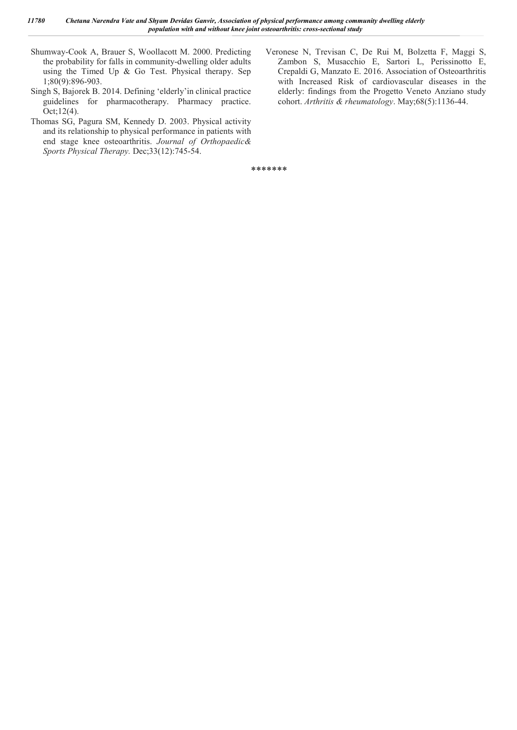Shumway-Cook A, Brauer S, Woollacott M. 2000. Predicting the probability for falls in community-dwelling older adults using the Timed Up & Go Test. Physical therapy. Sep 1;80(9):896-903.

Singh S, Bajorek B. 2014. Defining 'elderly'in clinical practice guidelines for pharmacotherapy. Pharmacy practice. Oct;12(4).

Thomas SG, Pagura SM, Kennedy D. 2003. Physical activity and its relationship to physical performance in patients with end stage knee osteoarthritis. *Journal of Orthopaedic& Sports Physical Therapy.* Dec;33(12):745-54.

Veronese N, Trevisan C, De Rui M, Bolzetta F, Maggi S, Zambon S, Musacchio E, Sartori L, Perissinotto E, Crepaldi G, Manzato E. 2016. Association of Osteoarthritis with Increased Risk of cardiovascular diseases in the elderly: findings from the Progetto Veneto Anziano study cohort. *Arthritis & rheumatology*. May;68(5):1136-44.

*******